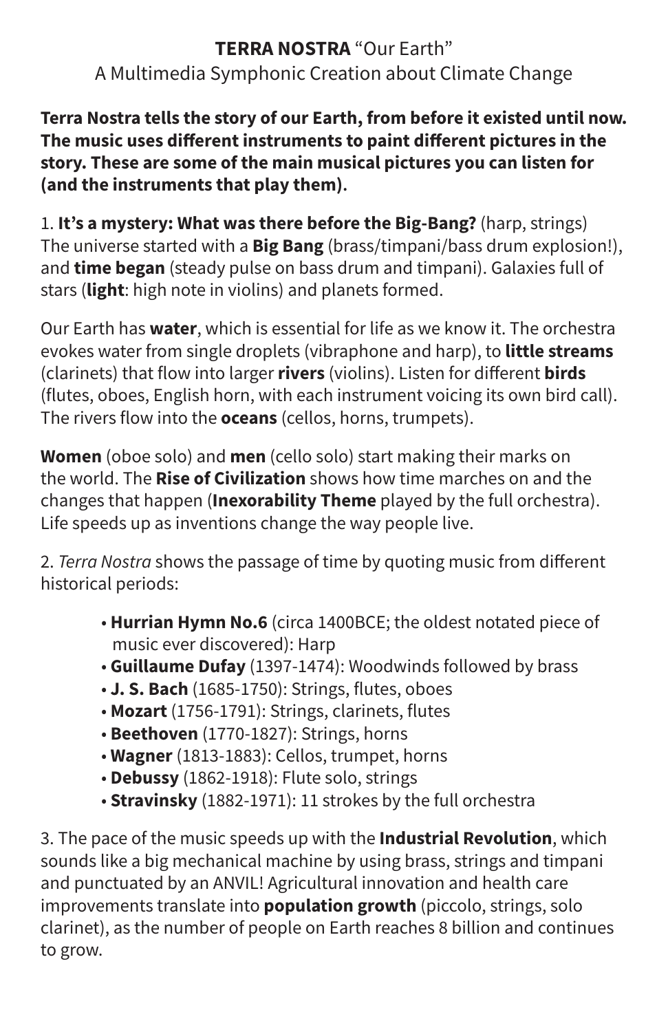# **TERRA NOSTRA** "Our Earth"

A Multimedia Symphonic Creation about Climate Change

**Terra Nostra tells the story of our Earth, from before it existed until now. The music uses different instruments to paint different pictures in the story. These are some of the main musical pictures you can listen for (and the instruments that play them).**

1. **It's a mystery: What was there before the Big-Bang?** (harp, strings) The universe started with a **Big Bang** (brass/timpani/bass drum explosion!), and **time began** (steady pulse on bass drum and timpani). Galaxies full of stars (**light**: high note in violins) and planets formed.

Our Earth has **water**, which is essential for life as we know it. The orchestra evokes water from single droplets (vibraphone and harp), to **little streams** (clarinets) that flow into larger **rivers** (violins). Listen for different **birds** (flutes, oboes, English horn, with each instrument voicing its own bird call). The rivers flow into the **oceans** (cellos, horns, trumpets).

**Women** (oboe solo) and **men** (cello solo) start making their marks on the world. The **Rise of Civilization** shows how time marches on and the changes that happen (**Inexorability Theme** played by the full orchestra). Life speeds up as inventions change the way people live.

2. *Terra Nostra* shows the passage of time by quoting music from different historical periods:

- **Hurrian Hymn No.6** (circa 1400BCE; the oldest notated piece of music ever discovered): Harp
- **Guillaume Dufay** (1397-1474): Woodwinds followed by brass
- **J. S. Bach** (1685-1750): Strings, flutes, oboes
- **Mozart** (1756-1791): Strings, clarinets, flutes
- **Beethoven** (1770-1827): Strings, horns
- **Wagner** (1813-1883): Cellos, trumpet, horns
- **Debussy** (1862-1918): Flute solo, strings
- **Stravinsky** (1882-1971): 11 strokes by the full orchestra

3. The pace of the music speeds up with the **Industrial Revolution**, which sounds like a big mechanical machine by using brass, strings and timpani and punctuated by an ANVIL! Agricultural innovation and health care improvements translate into **population growth** (piccolo, strings, solo clarinet), as the number of people on Earth reaches 8 billion and continues to grow.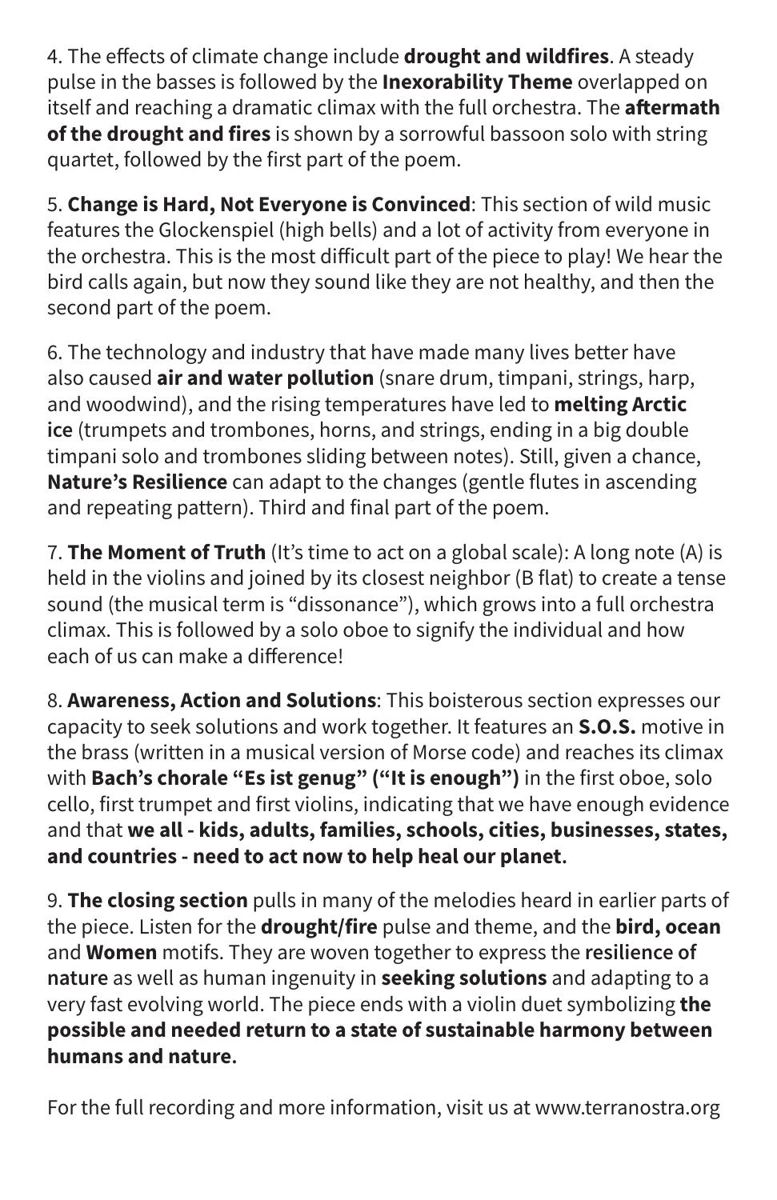4. The effects of climate change include **drought and wildfires**. A steady pulse in the basses is followed by the **Inexorability Theme** overlapped on itself and reaching a dramatic climax with the full orchestra. The **aftermath of the drought and fires** is shown by a sorrowful bassoon solo with string quartet, followed by the first part of the poem.

5. **Change is Hard, Not Everyone is Convinced**: This section of wild music features the Glockenspiel (high bells) and a lot of activity from everyone in the orchestra. This is the most difficult part of the piece to play! We hear the bird calls again, but now they sound like they are not healthy, and then the second part of the poem.

6. The technology and industry that have made many lives better have also caused **air and water pollution** (snare drum, timpani, strings, harp, and woodwind), and the rising temperatures have led to **melting Arctic ice** (trumpets and trombones, horns, and strings, ending in a big double timpani solo and trombones sliding between notes). Still, given a chance, **Nature's Resilience** can adapt to the changes (gentle flutes in ascending and repeating pattern). Third and final part of the poem.

7. **The Moment of Truth** (It's time to act on a global scale): A long note (A) is held in the violins and joined by its closest neighbor (B flat) to create a tense sound (the musical term is "dissonance"), which grows into a full orchestra climax. This is followed by a solo oboe to signify the individual and how each of us can make a difference!

8. **Awareness, Action and Solutions**: This boisterous section expresses our capacity to seek solutions and work together. It features an **S.O.S.** motive in the brass (written in a musical version of Morse code) and reaches its climax with **Bach's chorale "Es ist genug" ("It is enough")** in the first oboe, solo cello, first trumpet and first violins, indicating that we have enough evidence and that **we all - kids, adults, families, schools, cities, businesses, states, and countries - need to act now to help heal our planet.**

9. **The closing section** pulls in many of the melodies heard in earlier parts of the piece. Listen for the **drought/fire** pulse and theme, and the **bird, ocean** and **Women** motifs. They are woven together to express the **resilience of nature** as well as human ingenuity in **seeking solutions** and adapting to a very fast evolving world. The piece ends with a violin duet symbolizing **the possible and needed return to a state of sustainable harmony between humans and nature.**

For the full recording and more information, visit us at www.terranostra.org